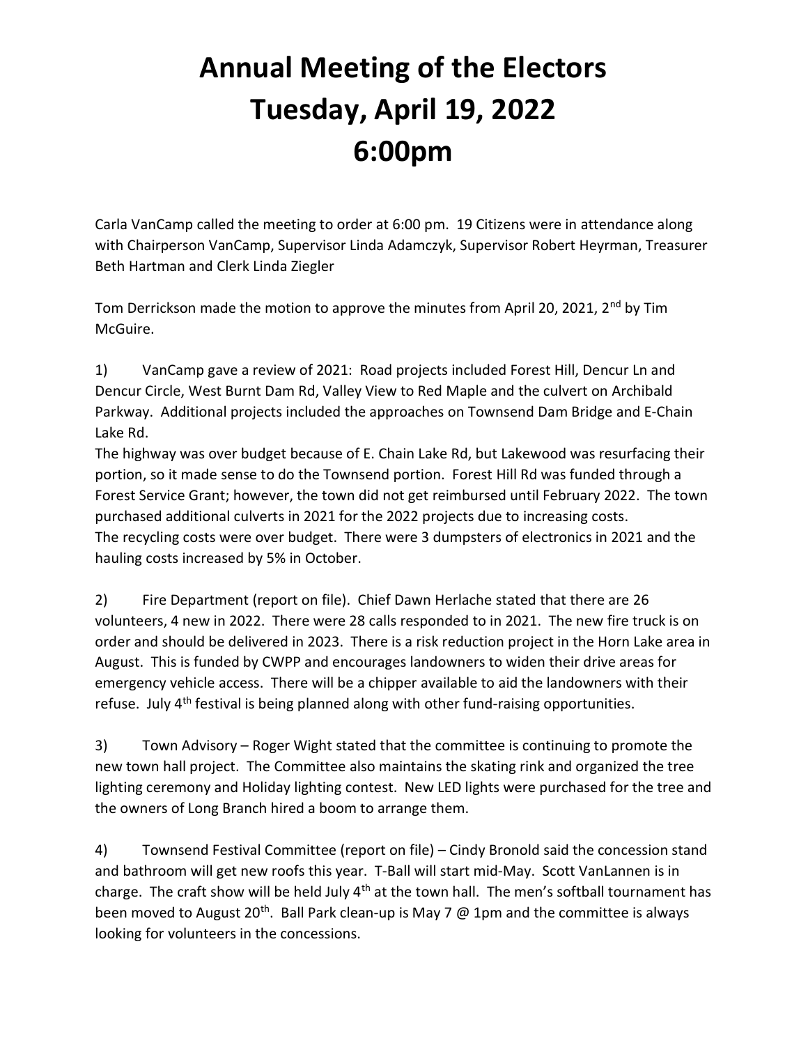# Annual Meeting of the Electors
# Tuesday, April 19, 2022
# 6:00pm

Carla VanCamp called the meeting to order at 6:00 pm. 19 Citizens were in attendance along with Chairperson VanCamp, Supervisor Linda Adamczyk, Supervisor Robert Heyrman, Treasurer Beth Hartman and Clerk Linda Ziegler

Tom Derrickson made the motion to approve the minutes from April 20, 2021, 2nd by Tim McGuire.

1) VanCamp gave a review of 2021: Road projects included Forest Hill, Dencur Ln and Dencur Circle, West Burnt Dam Rd, Valley View to Red Maple and the culvert on Archibald Parkway. Additional projects included the approaches on Townsend Dam Bridge and E-Chain Lake Rd.
The highway was over budget because of E. Chain Lake Rd, but Lakewood was resurfacing their portion, so it made sense to do the Townsend portion. Forest Hill Rd was funded through a Forest Service Grant; however, the town did not get reimbursed until February 2022. The town purchased additional culverts in 2021 for the 2022 projects due to increasing costs.
The recycling costs were over budget. There were 3 dumpsters of electronics in 2021 and the hauling costs increased by 5% in October.

2) Fire Department (report on file). Chief Dawn Herlache stated that there are 26 volunteers, 4 new in 2022. There were 28 calls responded to in 2021. The new fire truck is on order and should be delivered in 2023. There is a risk reduction project in the Horn Lake area in August. This is funded by CWPP and encourages landowners to widen their drive areas for emergency vehicle access. There will be a chipper available to aid the landowners with their refuse. July 4th festival is being planned along with other fund-raising opportunities.

3) Town Advisory – Roger Wight stated that the committee is continuing to promote the new town hall project. The Committee also maintains the skating rink and organized the tree lighting ceremony and Holiday lighting contest. New LED lights were purchased for the tree and the owners of Long Branch hired a boom to arrange them.

4) Townsend Festival Committee (report on file) – Cindy Bronold said the concession stand and bathroom will get new roofs this year. T-Ball will start mid-May. Scott VanLannen is in charge. The craft show will be held July 4th at the town hall. The men's softball tournament has been moved to August 20th. Ball Park clean-up is May 7 @ 1pm and the committee is always looking for volunteers in the concessions.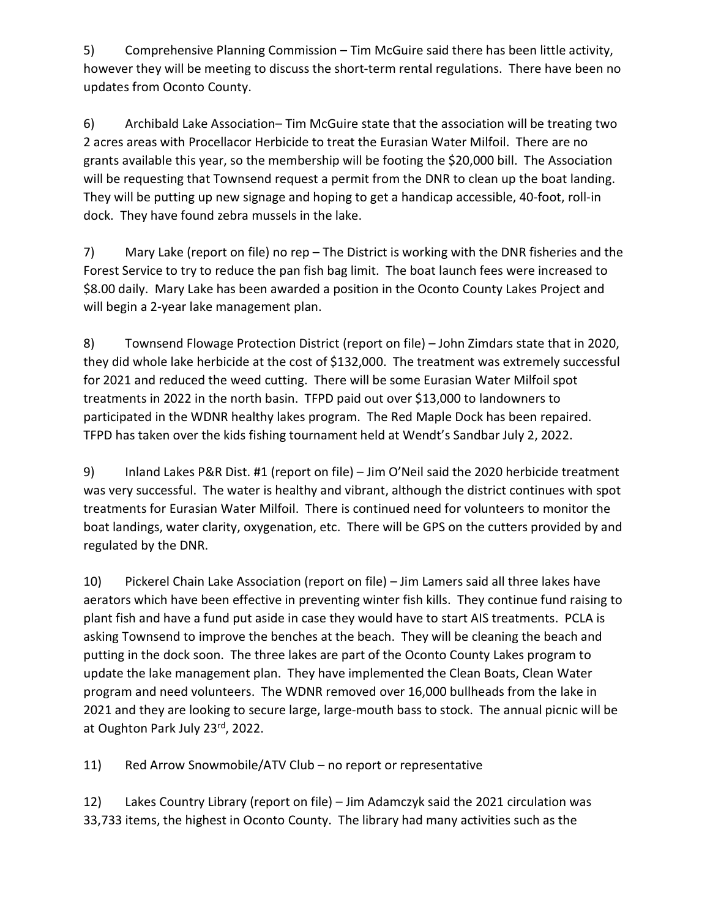5) Comprehensive Planning Commission – Tim McGuire said there has been little activity, however they will be meeting to discuss the short-term rental regulations. There have been no updates from Oconto County.

6) Archibald Lake Association– Tim McGuire state that the association will be treating two 2 acres areas with Procellacor Herbicide to treat the Eurasian Water Milfoil. There are no grants available this year, so the membership will be footing the $20,000 bill. The Association will be requesting that Townsend request a permit from the DNR to clean up the boat landing. They will be putting up new signage and hoping to get a handicap accessible, 40-foot, roll-in dock. They have found zebra mussels in the lake.

7) Mary Lake (report on file) no rep – The District is working with the DNR fisheries and the Forest Service to try to reduce the pan fish bag limit. The boat launch fees were increased to $8.00 daily. Mary Lake has been awarded a position in the Oconto County Lakes Project and will begin a 2-year lake management plan.

8) Townsend Flowage Protection District (report on file) – John Zimdars state that in 2020, they did whole lake herbicide at the cost of $132,000. The treatment was extremely successful for 2021 and reduced the weed cutting. There will be some Eurasian Water Milfoil spot treatments in 2022 in the north basin. TFPD paid out over $13,000 to landowners to participated in the WDNR healthy lakes program. The Red Maple Dock has been repaired. TFPD has taken over the kids fishing tournament held at Wendt's Sandbar July 2, 2022.

9) Inland Lakes P&R Dist. #1 (report on file) – Jim O'Neil said the 2020 herbicide treatment was very successful. The water is healthy and vibrant, although the district continues with spot treatments for Eurasian Water Milfoil. There is continued need for volunteers to monitor the boat landings, water clarity, oxygenation, etc. There will be GPS on the cutters provided by and regulated by the DNR.

10) Pickerel Chain Lake Association (report on file) – Jim Lamers said all three lakes have aerators which have been effective in preventing winter fish kills. They continue fund raising to plant fish and have a fund put aside in case they would have to start AIS treatments. PCLA is asking Townsend to improve the benches at the beach. They will be cleaning the beach and putting in the dock soon. The three lakes are part of the Oconto County Lakes program to update the lake management plan. They have implemented the Clean Boats, Clean Water program and need volunteers. The WDNR removed over 16,000 bullheads from the lake in 2021 and they are looking to secure large, large-mouth bass to stock. The annual picnic will be at Oughton Park July 23rd, 2022.

11) Red Arrow Snowmobile/ATV Club – no report or representative

12) Lakes Country Library (report on file) – Jim Adamczyk said the 2021 circulation was 33,733 items, the highest in Oconto County. The library had many activities such as the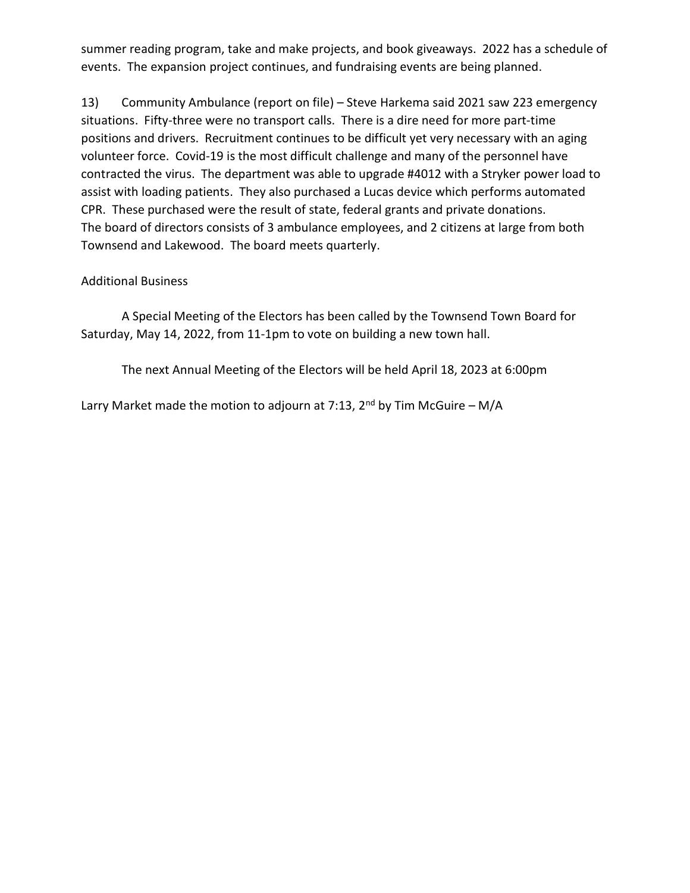summer reading program, take and make projects, and book giveaways. 2022 has a schedule of events. The expansion project continues, and fundraising events are being planned.

13) Community Ambulance (report on file) – Steve Harkema said 2021 saw 223 emergency situations. Fifty-three were no transport calls. There is a dire need for more part-time positions and drivers. Recruitment continues to be difficult yet very necessary with an aging volunteer force. Covid-19 is the most difficult challenge and many of the personnel have contracted the virus. The department was able to upgrade #4012 with a Stryker power load to assist with loading patients. They also purchased a Lucas device which performs automated CPR. These purchased were the result of state, federal grants and private donations. The board of directors consists of 3 ambulance employees, and 2 citizens at large from both Townsend and Lakewood. The board meets quarterly.

Additional Business

A Special Meeting of the Electors has been called by the Townsend Town Board for Saturday, May 14, 2022, from 11-1pm to vote on building a new town hall.

The next Annual Meeting of the Electors will be held April 18, 2023 at 6:00pm

Larry Market made the motion to adjourn at 7:13, 2nd by Tim McGuire – M/A